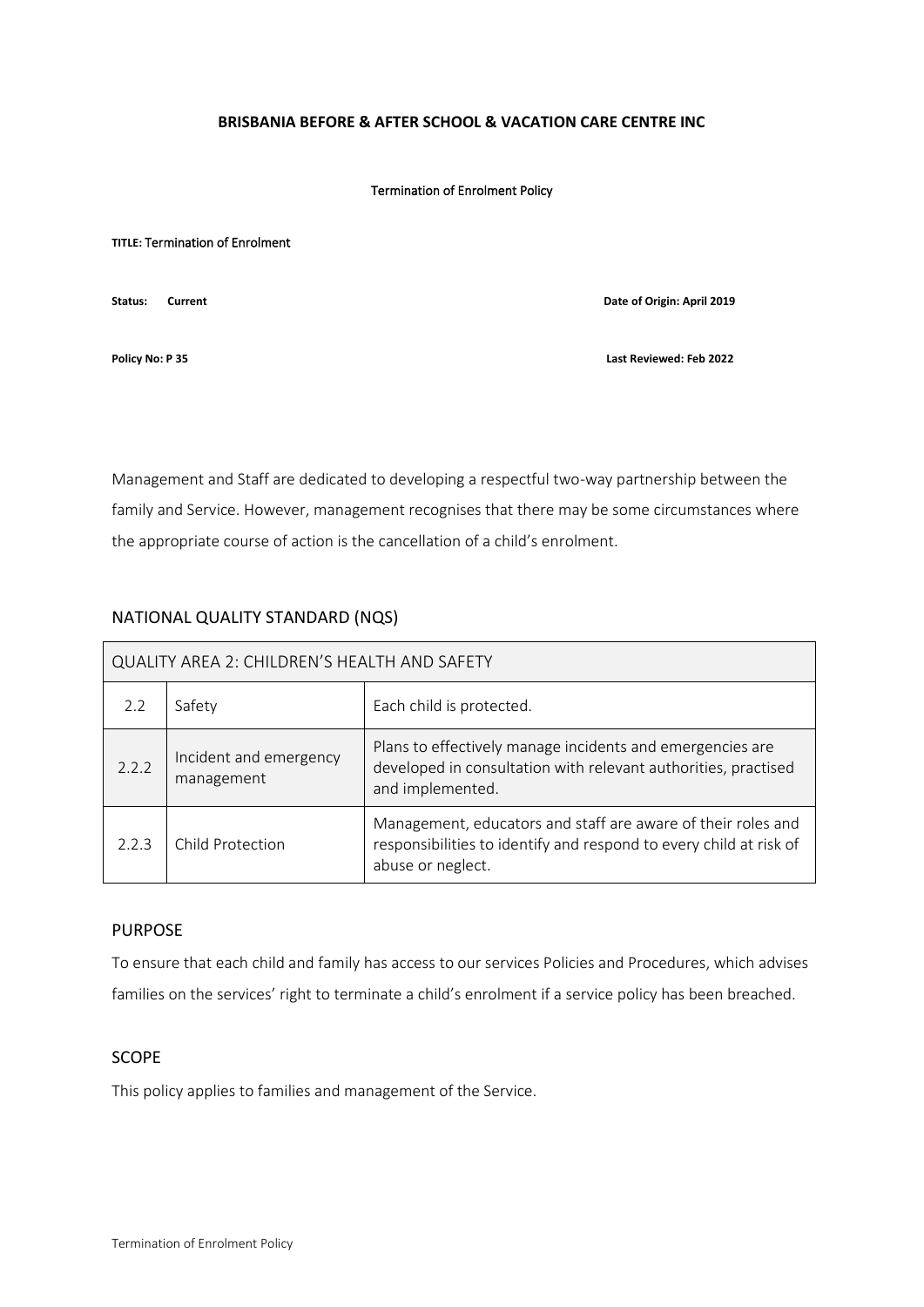**BRISBANIA BEFORE & AFTER SCHOOL & VACATION CARE CENTRE INC**

Termination of Enrolment Policy

**TITLE:** Termination of Enrolment

**Status: Current** **Date of Origin: April 2019**

**Policy No: P 35** **Last Reviewed: Feb 2022**

Management and Staff are dedicated to developing a respectful two-way partnership between the family and Service. However, management recognises that there may be some circumstances where the appropriate course of action is the cancellation of a child's enrolment.

## NATIONAL QUALITY STANDARD (NQS)

| QUALITY AREA 2: CHILDREN'S HEALTH AND SAFETY | | |
|---|---|---|
| 2.2 | Safety | Each child is protected. |
| 2.2.2 | Incident and emergency management | Plans to effectively manage incidents and emergencies are developed in consultation with relevant authorities, practised and implemented. |
| 2.2.3 | Child Protection | Management, educators and staff are aware of their roles and responsibilities to identify and respond to every child at risk of abuse or neglect. |

## PURPOSE

To ensure that each child and family has access to our services Policies and Procedures, which advises families on the services' right to terminate a child's enrolment if a service policy has been breached.

## SCOPE

This policy applies to families and management of the Service.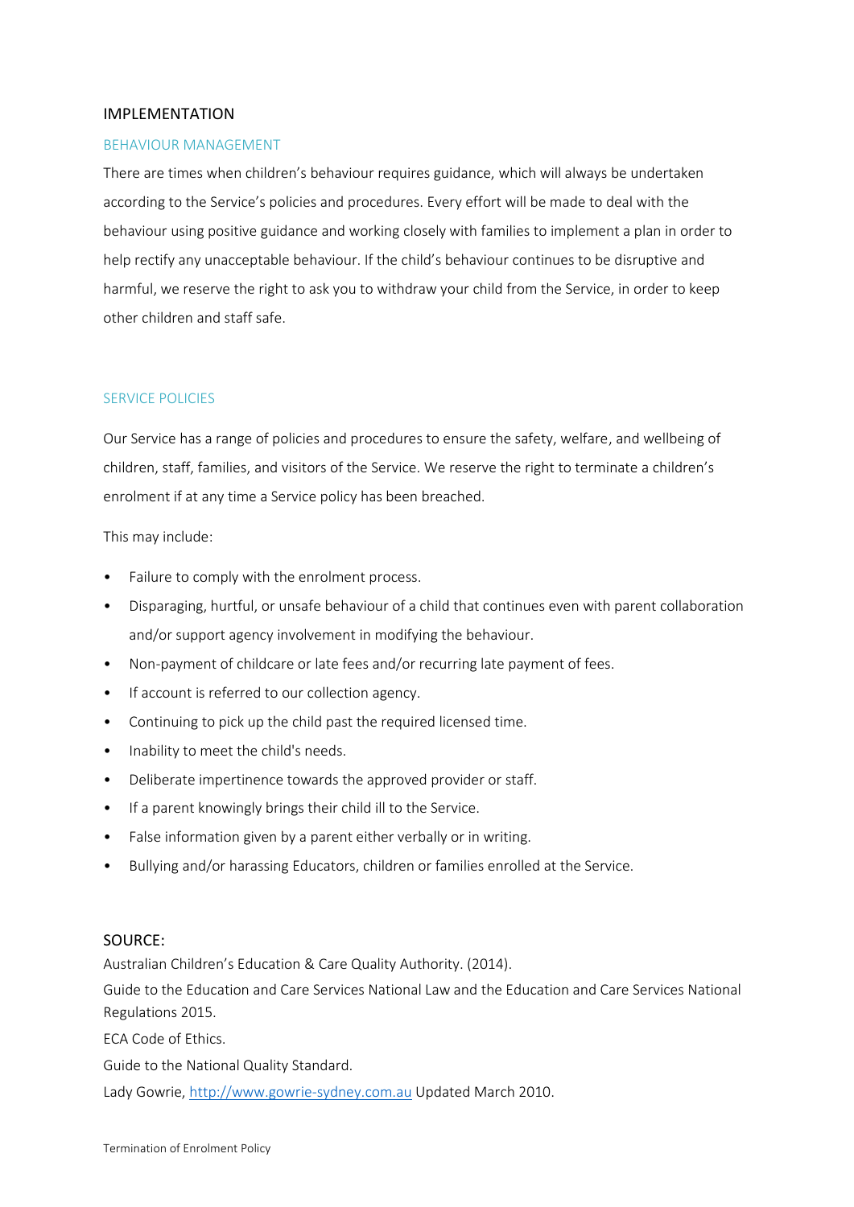## IMPLEMENTATION

### BEHAVIOUR MANAGEMENT

There are times when children's behaviour requires guidance, which will always be undertaken according to the Service's policies and procedures. Every effort will be made to deal with the behaviour using positive guidance and working closely with families to implement a plan in order to help rectify any unacceptable behaviour. If the child's behaviour continues to be disruptive and harmful, we reserve the right to ask you to withdraw your child from the Service, in order to keep other children and staff safe.

### SERVICE POLICIES

Our Service has a range of policies and procedures to ensure the safety, welfare, and wellbeing of children, staff, families, and visitors of the Service. We reserve the right to terminate a children's enrolment if at any time a Service policy has been breached.

This may include:

- Failure to comply with the enrolment process.
- Disparaging, hurtful, or unsafe behaviour of a child that continues even with parent collaboration and/or support agency involvement in modifying the behaviour.
- Non-payment of childcare or late fees and/or recurring late payment of fees.
- If account is referred to our collection agency.
- Continuing to pick up the child past the required licensed time.
- Inability to meet the child's needs.
- Deliberate impertinence towards the approved provider or staff.
- If a parent knowingly brings their child ill to the Service.
- False information given by a parent either verbally or in writing.
- Bullying and/or harassing Educators, children or families enrolled at the Service.

## SOURCE:

Australian Children's Education & Care Quality Authority. (2014).

Guide to the Education and Care Services National Law and the Education and Care Services National Regulations 2015.

ECA Code of Ethics.

Guide to the National Quality Standard.

Lady Gowrie, http://www.gowrie-sydney.com.au Updated March 2010.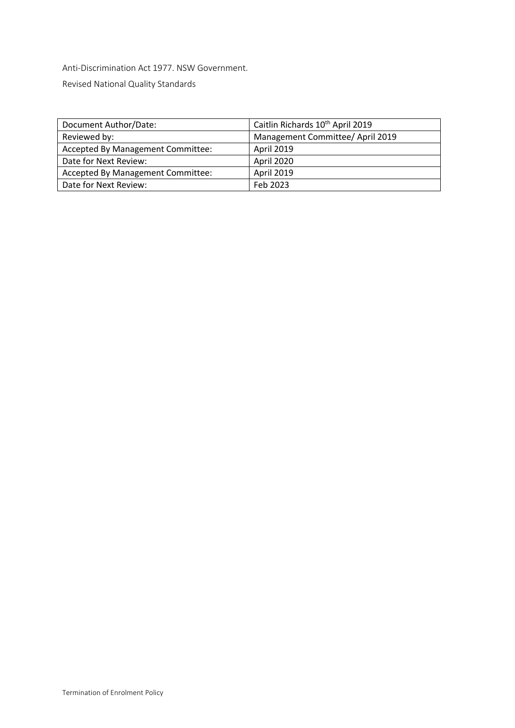Anti-Discrimination Act 1977. NSW Government.

Revised National Quality Standards

| | |
|---|---|
| Document Author/Date: | Caitlin Richards 10th April 2019 |
| Reviewed by: | Management Committee/ April 2019 |
| Accepted By Management Committee: | April 2019 |
| Date for Next Review: | April 2020 |
| Accepted By Management Committee: | April 2019 |
| Date for Next Review: | Feb 2023 |